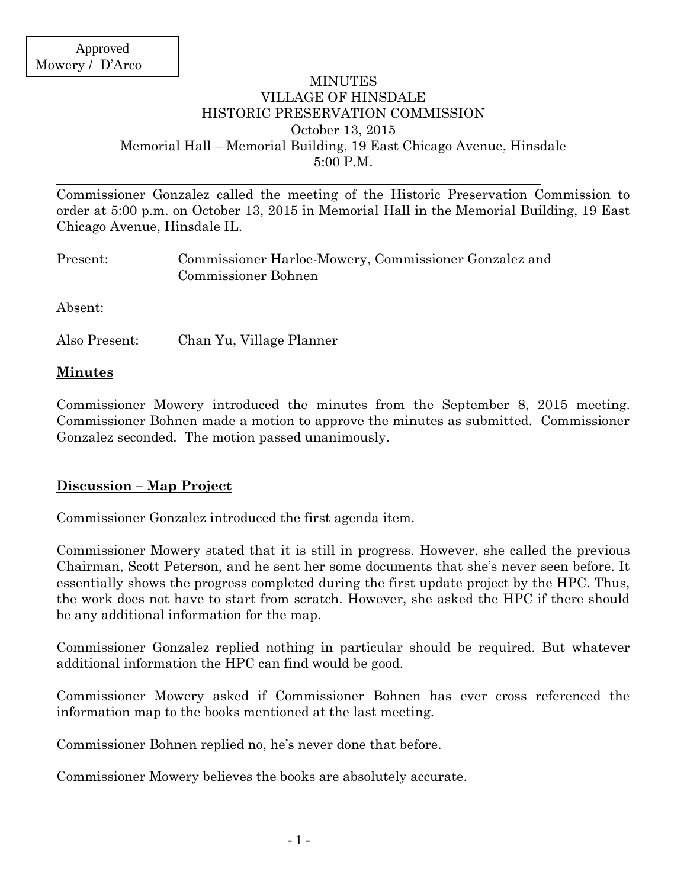Approved
Mowery / D'Arco

MINUTES
VILLAGE OF HINSDALE
HISTORIC PRESERVATION COMMISSION
October 13, 2015
Memorial Hall – Memorial Building, 19 East Chicago Avenue, Hinsdale
5:00 P.M.

---

Commissioner Gonzalez called the meeting of the Historic Preservation Commission to order at 5:00 p.m. on October 13, 2015 in Memorial Hall in the Memorial Building, 19 East Chicago Avenue, Hinsdale IL.

Present: Commissioner Harloe-Mowery, Commissioner Gonzalez and Commissioner Bohnen

Absent:

Also Present: Chan Yu, Village Planner

## **Minutes**

Commissioner Mowery introduced the minutes from the September 8, 2015 meeting. Commissioner Bohnen made a motion to approve the minutes as submitted. Commissioner Gonzalez seconded. The motion passed unanimously.

## **Discussion – Map Project**

Commissioner Gonzalez introduced the first agenda item.

Commissioner Mowery stated that it is still in progress. However, she called the previous Chairman, Scott Peterson, and he sent her some documents that she's never seen before. It essentially shows the progress completed during the first update project by the HPC. Thus, the work does not have to start from scratch. However, she asked the HPC if there should be any additional information for the map.

Commissioner Gonzalez replied nothing in particular should be required. But whatever additional information the HPC can find would be good.

Commissioner Mowery asked if Commissioner Bohnen has ever cross referenced the information map to the books mentioned at the last meeting.

Commissioner Bohnen replied no, he's never done that before.

Commissioner Mowery believes the books are absolutely accurate.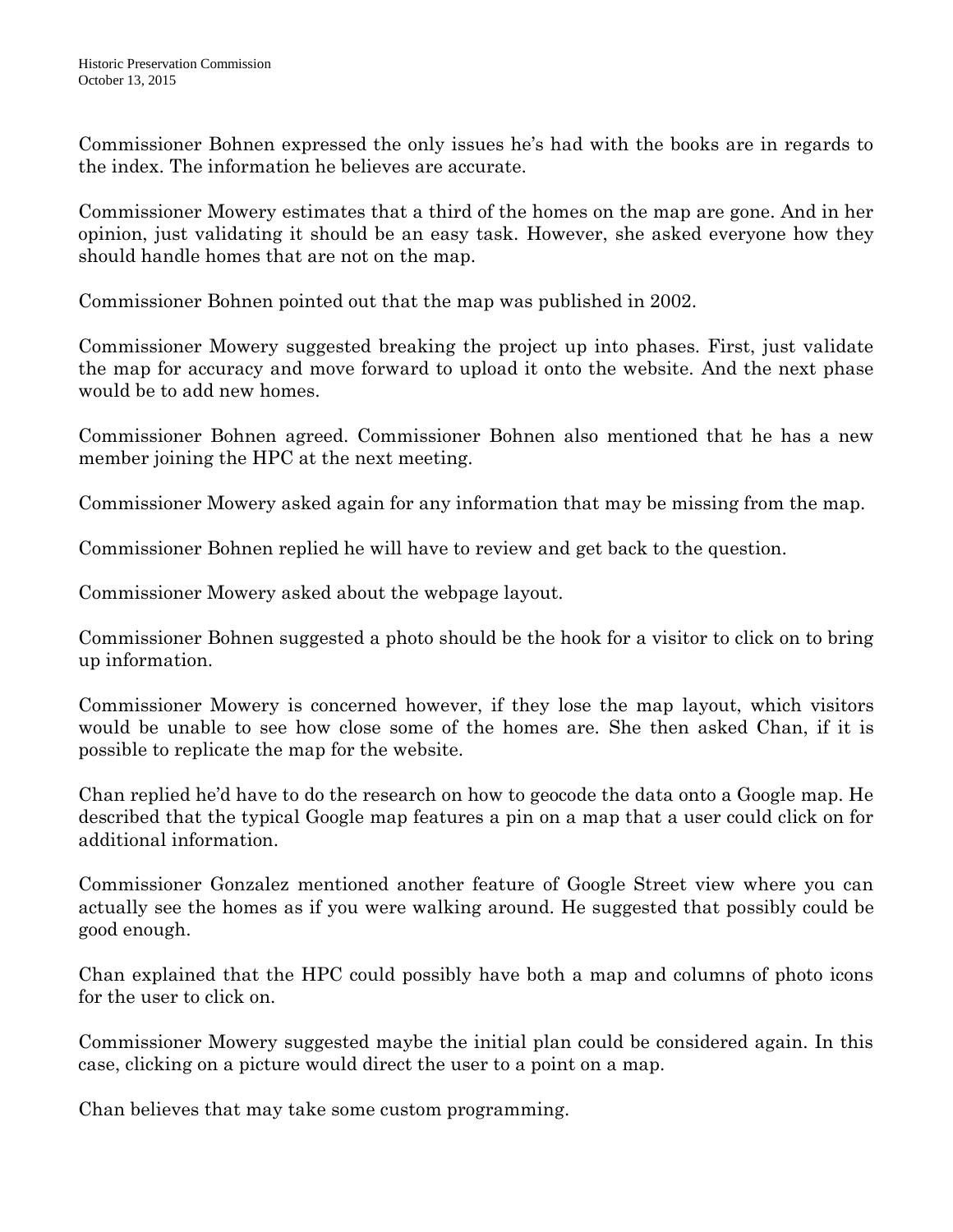Commissioner Bohnen expressed the only issues he's had with the books are in regards to the index. The information he believes are accurate.

Commissioner Mowery estimates that a third of the homes on the map are gone. And in her opinion, just validating it should be an easy task. However, she asked everyone how they should handle homes that are not on the map.

Commissioner Bohnen pointed out that the map was published in 2002.

Commissioner Mowery suggested breaking the project up into phases. First, just validate the map for accuracy and move forward to upload it onto the website. And the next phase would be to add new homes.

Commissioner Bohnen agreed. Commissioner Bohnen also mentioned that he has a new member joining the HPC at the next meeting.

Commissioner Mowery asked again for any information that may be missing from the map.

Commissioner Bohnen replied he will have to review and get back to the question.

Commissioner Mowery asked about the webpage layout.

Commissioner Bohnen suggested a photo should be the hook for a visitor to click on to bring up information.

Commissioner Mowery is concerned however, if they lose the map layout, which visitors would be unable to see how close some of the homes are. She then asked Chan, if it is possible to replicate the map for the website.

Chan replied he'd have to do the research on how to geocode the data onto a Google map. He described that the typical Google map features a pin on a map that a user could click on for additional information.

Commissioner Gonzalez mentioned another feature of Google Street view where you can actually see the homes as if you were walking around. He suggested that possibly could be good enough.

Chan explained that the HPC could possibly have both a map and columns of photo icons for the user to click on.

Commissioner Mowery suggested maybe the initial plan could be considered again. In this case, clicking on a picture would direct the user to a point on a map.

Chan believes that may take some custom programming.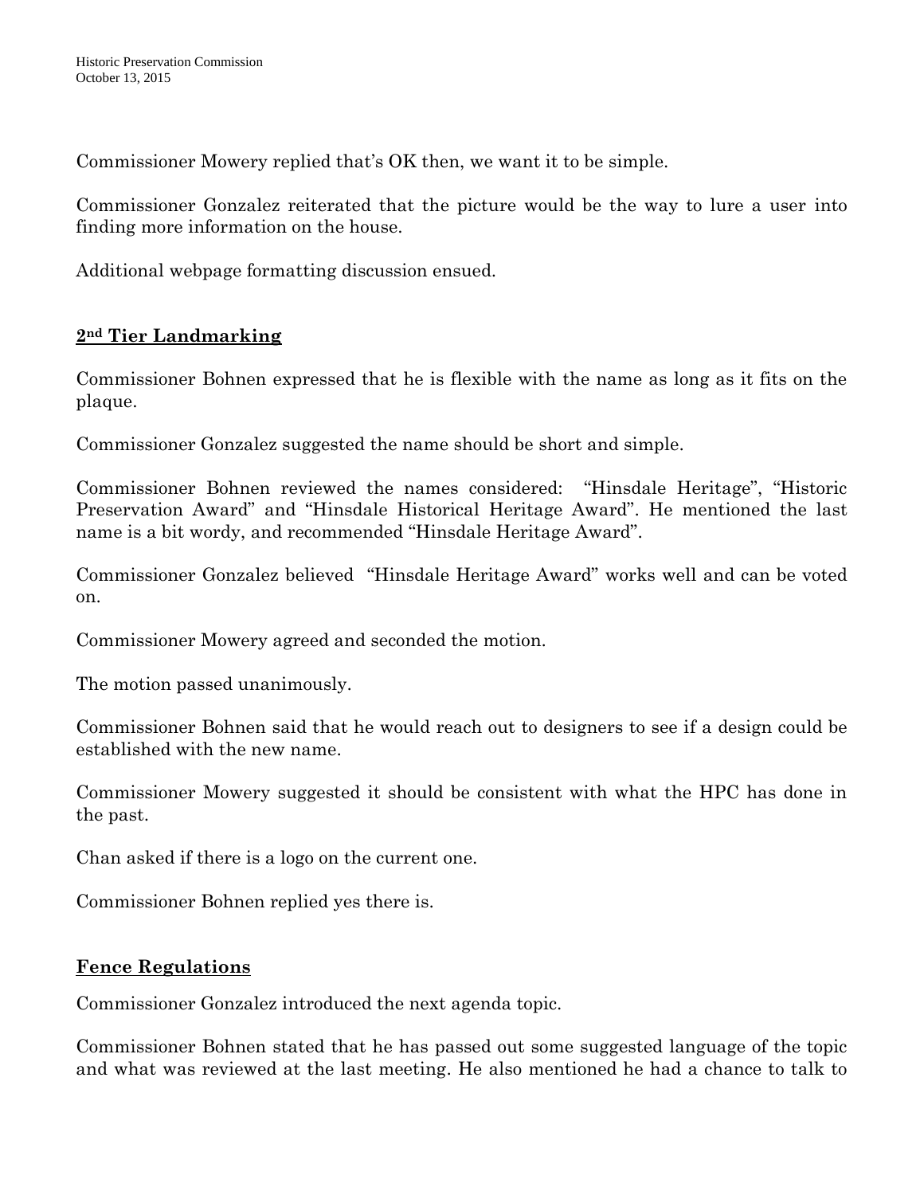Commissioner Mowery replied that's OK then, we want it to be simple.

Commissioner Gonzalez reiterated that the picture would be the way to lure a user into finding more information on the house.

Additional webpage formatting discussion ensued.

## 2nd Tier Landmarking

Commissioner Bohnen expressed that he is flexible with the name as long as it fits on the plaque.

Commissioner Gonzalez suggested the name should be short and simple.

Commissioner Bohnen reviewed the names considered: "Hinsdale Heritage", "Historic Preservation Award" and "Hinsdale Historical Heritage Award". He mentioned the last name is a bit wordy, and recommended "Hinsdale Heritage Award".

Commissioner Gonzalez believed "Hinsdale Heritage Award" works well and can be voted on.

Commissioner Mowery agreed and seconded the motion.

The motion passed unanimously.

Commissioner Bohnen said that he would reach out to designers to see if a design could be established with the new name.

Commissioner Mowery suggested it should be consistent with what the HPC has done in the past.

Chan asked if there is a logo on the current one.

Commissioner Bohnen replied yes there is.

## Fence Regulations

Commissioner Gonzalez introduced the next agenda topic.

Commissioner Bohnen stated that he has passed out some suggested language of the topic and what was reviewed at the last meeting. He also mentioned he had a chance to talk to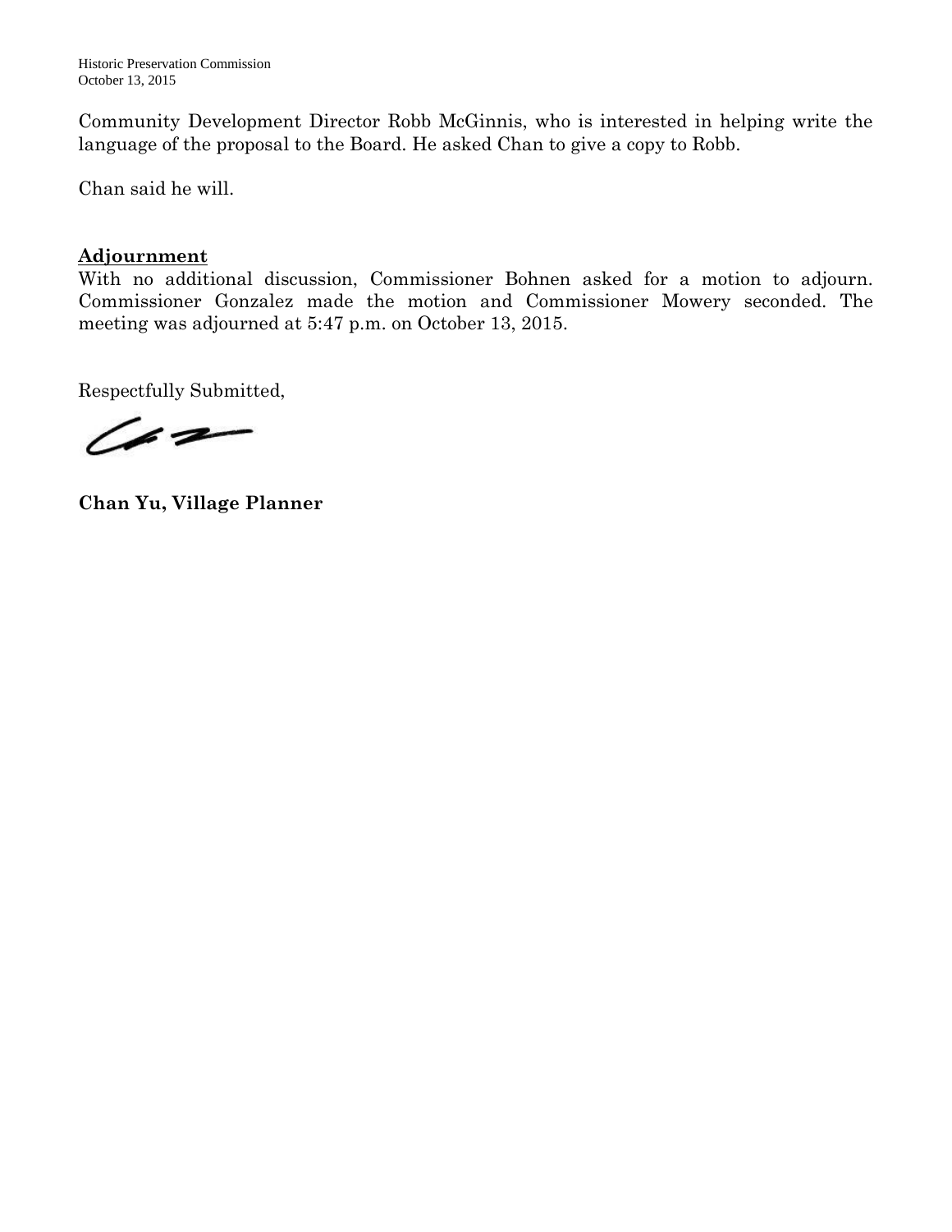Community Development Director Robb McGinnis, who is interested in helping write the language of the proposal to the Board. He asked Chan to give a copy to Robb.

Chan said he will.

**Adjournment**

With no additional discussion, Commissioner Bohnen asked for a motion to adjourn. Commissioner Gonzalez made the motion and Commissioner Mowery seconded. The meeting was adjourned at 5:47 p.m. on October 13, 2015.

Respectfully Submitted,

**Chan Yu, Village Planner**